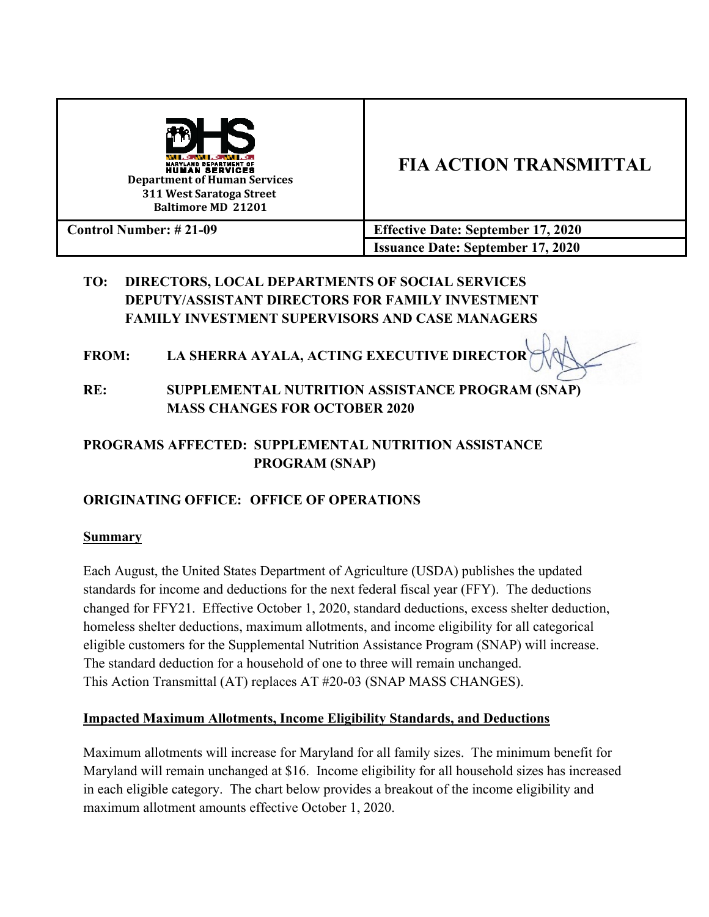| Department of Human Services<br>311 West Saratoga Street<br>Baltimore MD 21201 | **FIA ACTION TRANSMITTAL** |
|---|---|
| **Control Number: # 21-09** | **Effective Date: September 17, 2020** |
| | **Issuance Date: September 17, 2020** |

**TO: DIRECTORS, LOCAL DEPARTMENTS OF SOCIAL SERVICES**
**DEPUTY/ASSISTANT DIRECTORS FOR FAMILY INVESTMENT**
**FAMILY INVESTMENT SUPERVISORS AND CASE MANAGERS**

**FROM: LA SHERRA AYALA, ACTING EXECUTIVE DIRECTOR**

**RE: SUPPLEMENTAL NUTRITION ASSISTANCE PROGRAM (SNAP) MASS CHANGES FOR OCTOBER 2020**

**PROGRAMS AFFECTED: SUPPLEMENTAL NUTRITION ASSISTANCE PROGRAM (SNAP)**

**ORIGINATING OFFICE: OFFICE OF OPERATIONS**

## Summary

Each August, the United States Department of Agriculture (USDA) publishes the updated standards for income and deductions for the next federal fiscal year (FFY). The deductions changed for FFY21. Effective October 1, 2020, standard deductions, excess shelter deduction, homeless shelter deductions, maximum allotments, and income eligibility for all categorical eligible customers for the Supplemental Nutrition Assistance Program (SNAP) will increase. The standard deduction for a household of one to three will remain unchanged. This Action Transmittal (AT) replaces AT #20-03 (SNAP MASS CHANGES).

## Impacted Maximum Allotments, Income Eligibility Standards, and Deductions

Maximum allotments will increase for Maryland for all family sizes. The minimum benefit for Maryland will remain unchanged at $16. Income eligibility for all household sizes has increased in each eligible category. The chart below provides a breakout of the income eligibility and maximum allotment amounts effective October 1, 2020.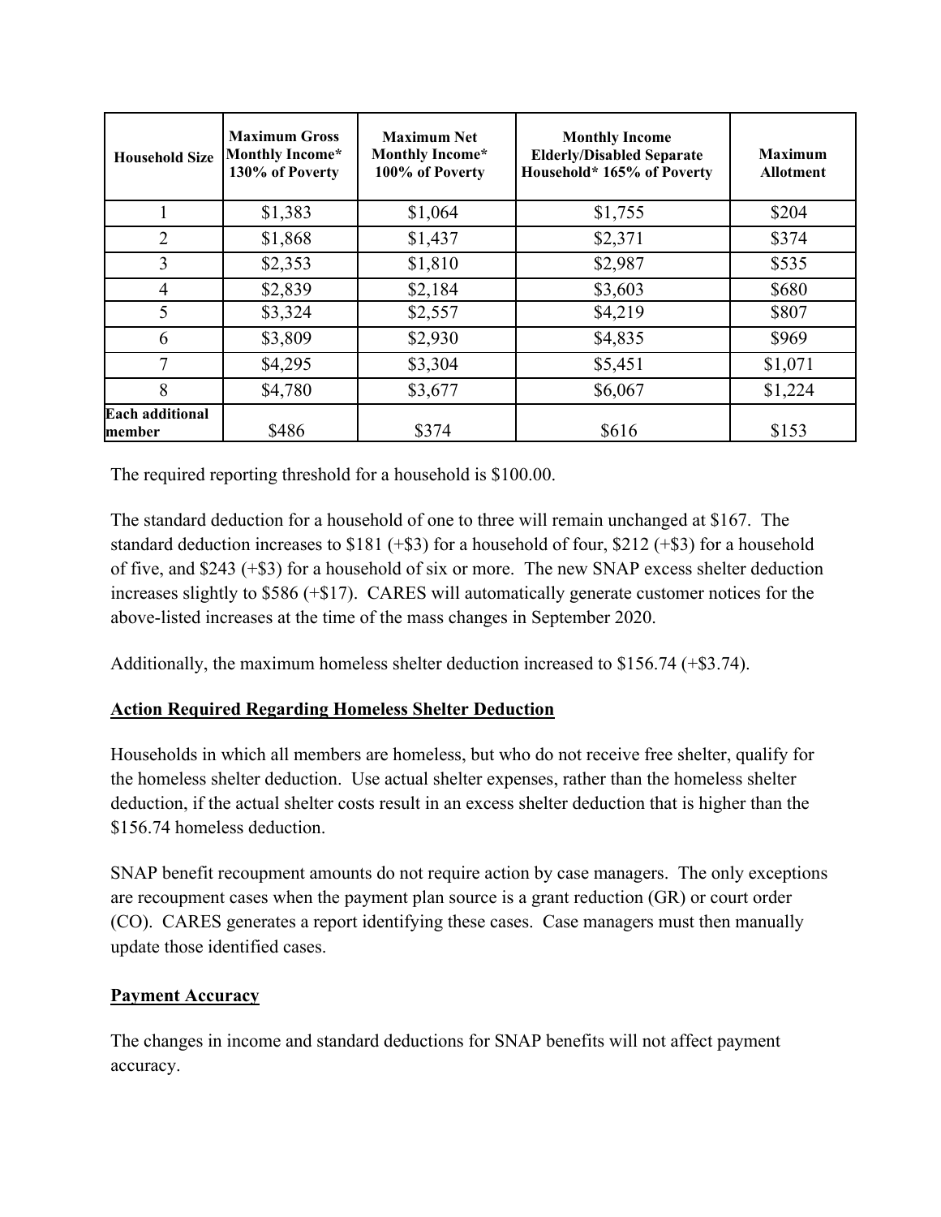| Household Size | Maximum Gross Monthly Income* 130% of Poverty | Maximum Net Monthly Income* 100% of Poverty | Monthly Income Elderly/Disabled Separate Household* 165% of Poverty | Maximum Allotment |
|---|---|---|---|---|
| 1 | $1,383 | $1,064 | $1,755 | $204 |
| 2 | $1,868 | $1,437 | $2,371 | $374 |
| 3 | $2,353 | $1,810 | $2,987 | $535 |
| 4 | $2,839 | $2,184 | $3,603 | $680 |
| 5 | $3,324 | $2,557 | $4,219 | $807 |
| 6 | $3,809 | $2,930 | $4,835 | $969 |
| 7 | $4,295 | $3,304 | $5,451 | $1,071 |
| 8 | $4,780 | $3,677 | $6,067 | $1,224 |
| Each additional member | $486 | $374 | $616 | $153 |

The required reporting threshold for a household is $100.00.

The standard deduction for a household of one to three will remain unchanged at $167. The standard deduction increases to $181 (+$3) for a household of four, $212 (+$3) for a household of five, and $243 (+$3) for a household of six or more. The new SNAP excess shelter deduction increases slightly to $586 (+$17). CARES will automatically generate customer notices for the above-listed increases at the time of the mass changes in September 2020.

Additionally, the maximum homeless shelter deduction increased to $156.74 (+$3.74).

## Action Required Regarding Homeless Shelter Deduction

Households in which all members are homeless, but who do not receive free shelter, qualify for the homeless shelter deduction. Use actual shelter expenses, rather than the homeless shelter deduction, if the actual shelter costs result in an excess shelter deduction that is higher than the $156.74 homeless deduction.

SNAP benefit recoupment amounts do not require action by case managers. The only exceptions are recoupment cases when the payment plan source is a grant reduction (GR) or court order (CO). CARES generates a report identifying these cases. Case managers must then manually update those identified cases.

## Payment Accuracy

The changes in income and standard deductions for SNAP benefits will not affect payment accuracy.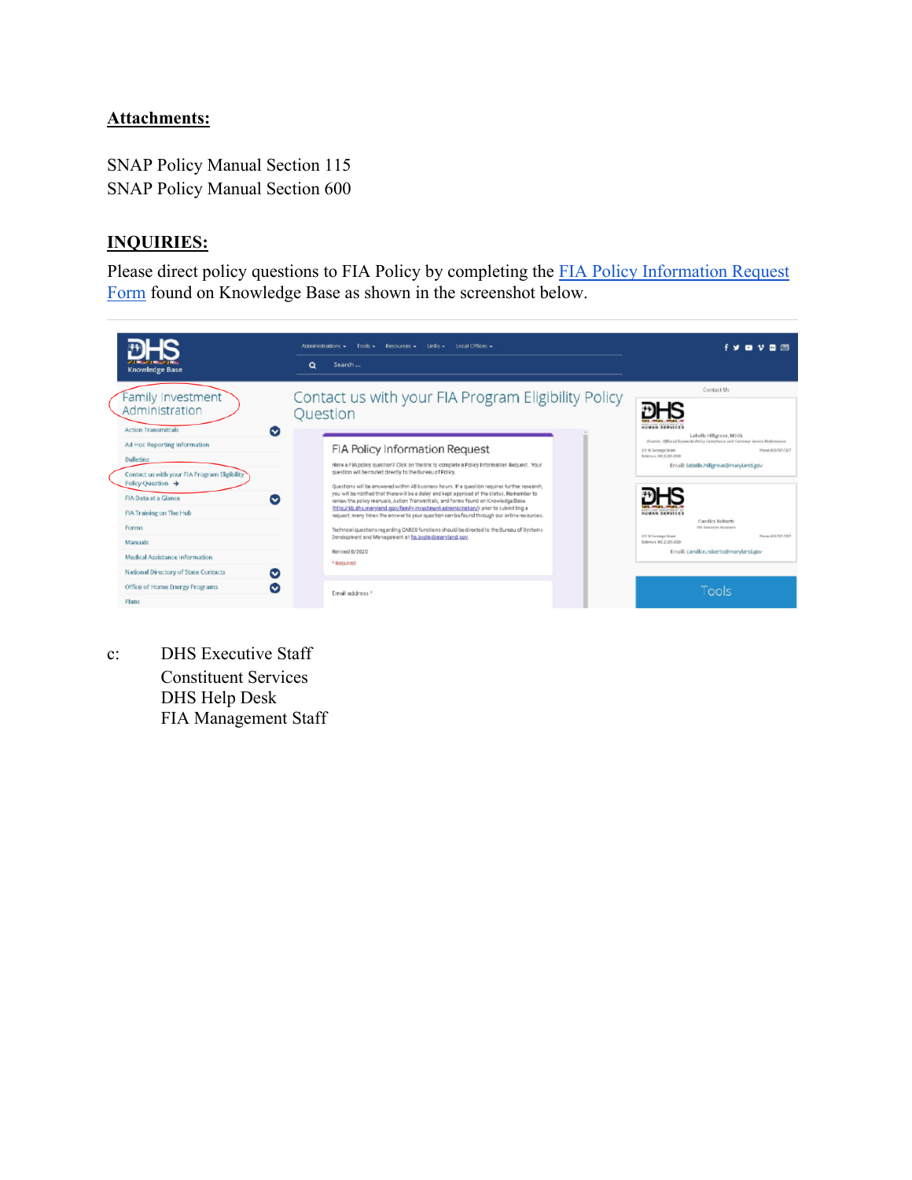**Attachments:**

SNAP Policy Manual Section 115
SNAP Policy Manual Section 600

**INQUIRIES:**

Please direct policy questions to FIA Policy by completing the FIA Policy Information Request Form found on Knowledge Base as shown in the screenshot below.

c: DHS Executive Staff
Constituent Services
DHS Help Desk
FIA Management Staff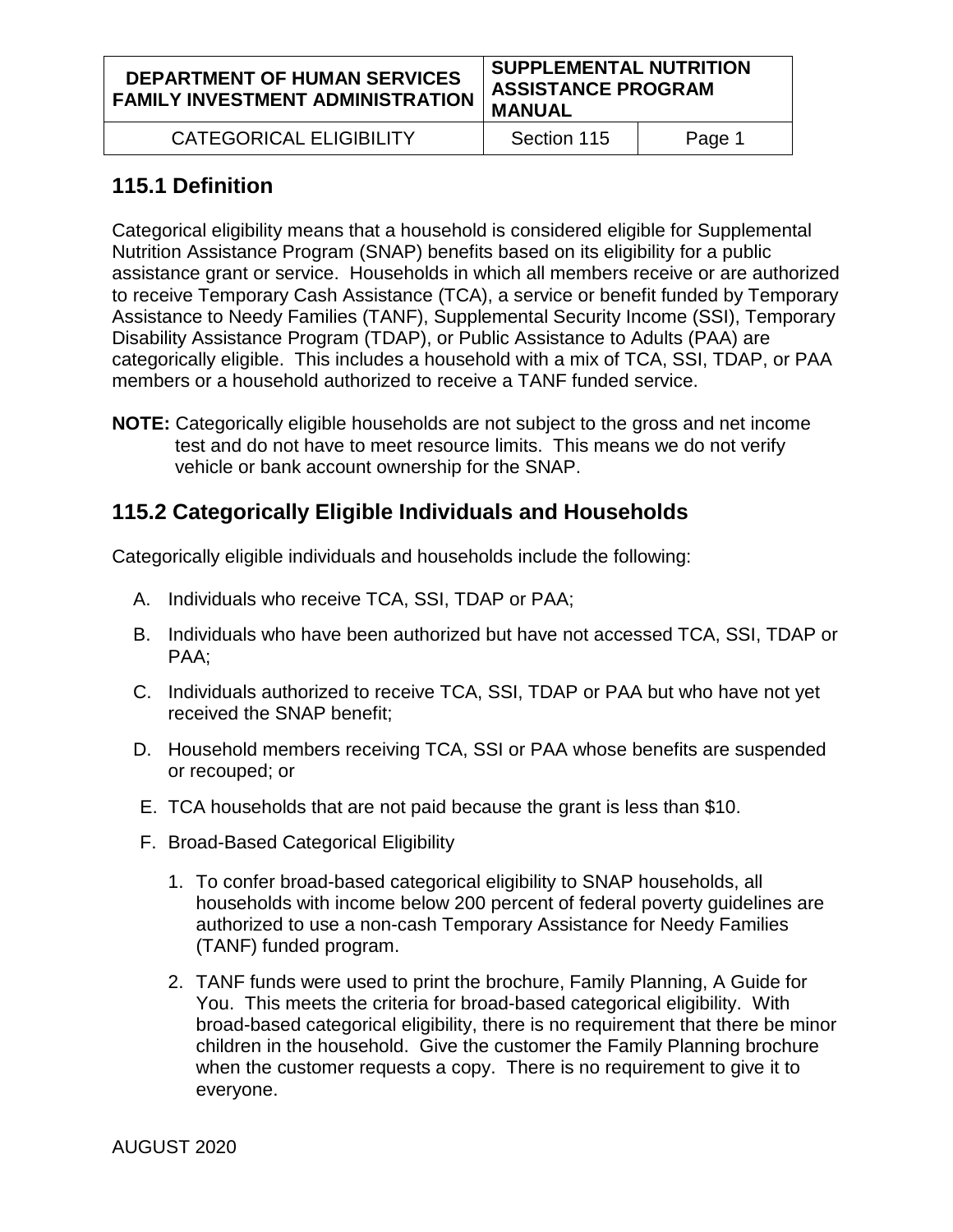## 115.1 Definition

Categorical eligibility means that a household is considered eligible for Supplemental Nutrition Assistance Program (SNAP) benefits based on its eligibility for a public assistance grant or service. Households in which all members receive or are authorized to receive Temporary Cash Assistance (TCA), a service or benefit funded by Temporary Assistance to Needy Families (TANF), Supplemental Security Income (SSI), Temporary Disability Assistance Program (TDAP), or Public Assistance to Adults (PAA) are categorically eligible. This includes a household with a mix of TCA, SSI, TDAP, or PAA members or a household authorized to receive a TANF funded service.

**NOTE:** Categorically eligible households are not subject to the gross and net income test and do not have to meet resource limits. This means we do not verify vehicle or bank account ownership for the SNAP.

## 115.2 Categorically Eligible Individuals and Households

Categorically eligible individuals and households include the following:

A. Individuals who receive TCA, SSI, TDAP or PAA;

B. Individuals who have been authorized but have not accessed TCA, SSI, TDAP or PAA;

C. Individuals authorized to receive TCA, SSI, TDAP or PAA but who have not yet received the SNAP benefit;

D. Household members receiving TCA, SSI or PAA whose benefits are suspended or recouped; or

E. TCA households that are not paid because the grant is less than $10.

F. Broad-Based Categorical Eligibility

   1. To confer broad-based categorical eligibility to SNAP households, all households with income below 200 percent of federal poverty guidelines are authorized to use a non-cash Temporary Assistance for Needy Families (TANF) funded program.

   2. TANF funds were used to print the brochure, Family Planning, A Guide for You. This meets the criteria for broad-based categorical eligibility. With broad-based categorical eligibility, there is no requirement that there be minor children in the household. Give the customer the Family Planning brochure when the customer requests a copy. There is no requirement to give it to everyone.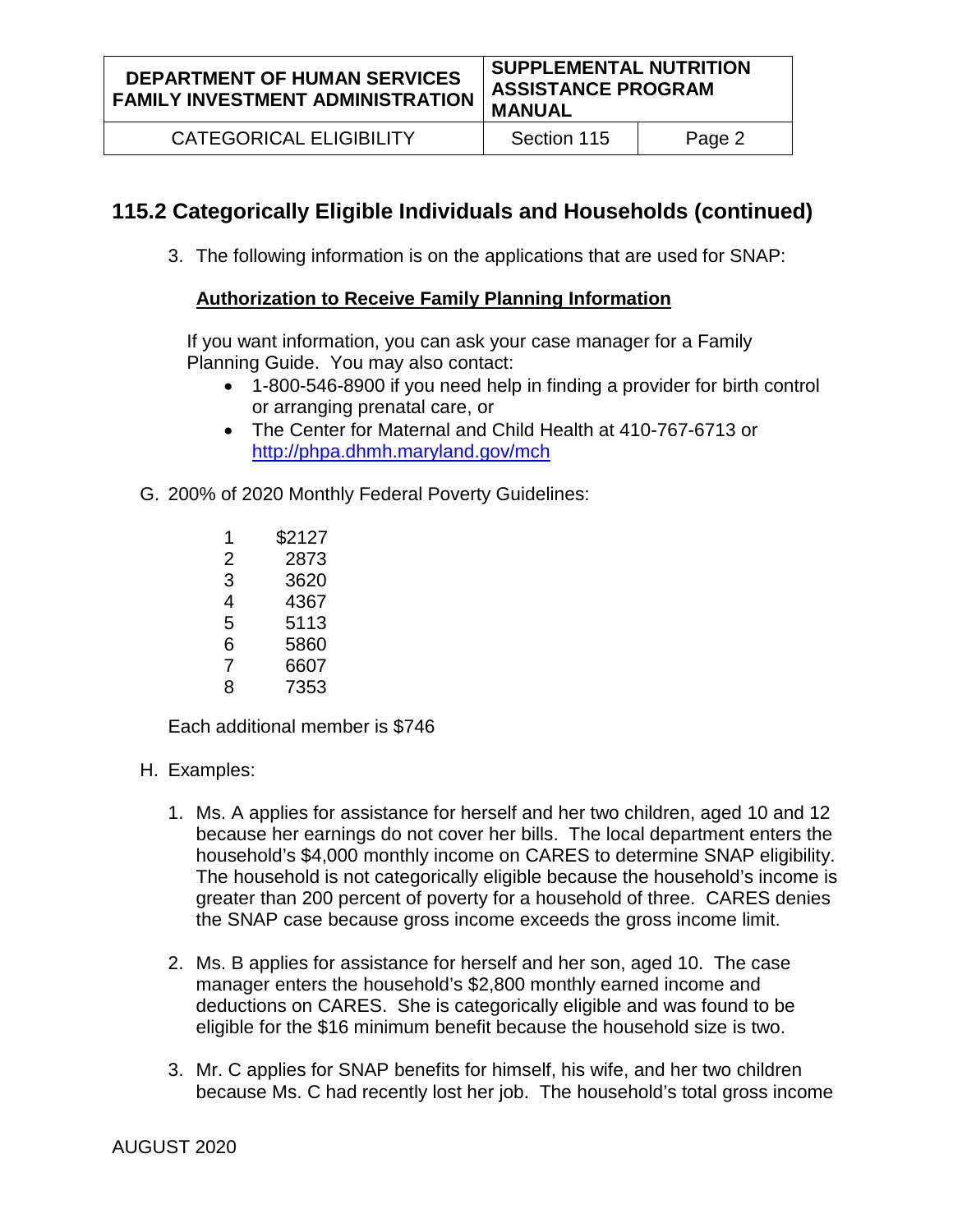## 115.2 Categorically Eligible Individuals and Households (continued)

3. The following information is on the applications that are used for SNAP:

   **<u>Authorization to Receive Family Planning Information</u>**

   If you want information, you can ask your case manager for a Family Planning Guide. You may also contact:

   - 1-800-546-8900 if you need help in finding a provider for birth control or arranging prenatal care, or
   - The Center for Maternal and Child Health at 410-767-6713 or http://phpa.dhmh.maryland.gov/mch

G. 200% of 2020 Monthly Federal Poverty Guidelines:

| | |
|---|---|
| 1 | $2127 |
| 2 | 2873 |
| 3 | 3620 |
| 4 | 4367 |
| 5 | 5113 |
| 6 | 5860 |
| 7 | 6607 |
| 8 | 7353 |

Each additional member is $746

H. Examples:

1. Ms. A applies for assistance for herself and her two children, aged 10 and 12 because her earnings do not cover her bills. The local department enters the household's $4,000 monthly income on CARES to determine SNAP eligibility. The household is not categorically eligible because the household's income is greater than 200 percent of poverty for a household of three. CARES denies the SNAP case because gross income exceeds the gross income limit.

2. Ms. B applies for assistance for herself and her son, aged 10. The case manager enters the household's $2,800 monthly earned income and deductions on CARES. She is categorically eligible and was found to be eligible for the $16 minimum benefit because the household size is two.

3. Mr. C applies for SNAP benefits for himself, his wife, and her two children because Ms. C had recently lost her job. The household's total gross income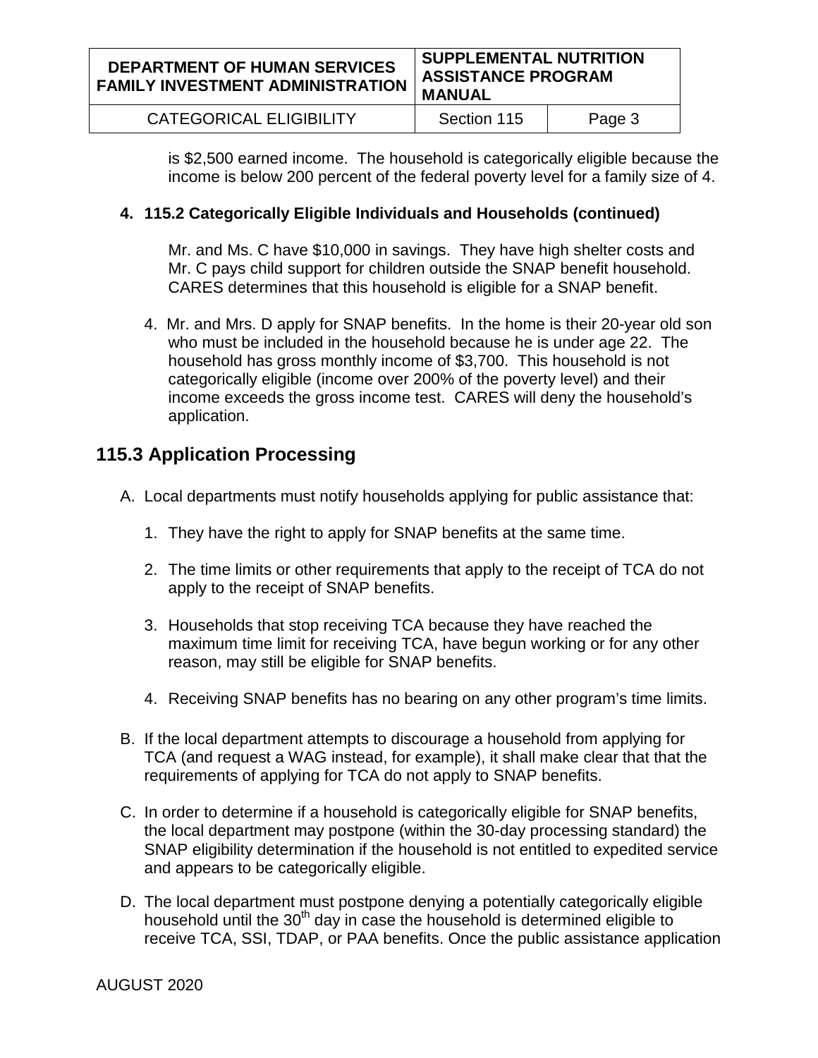is $2,500 earned income. The household is categorically eligible because the income is below 200 percent of the federal poverty level for a family size of 4.

**4. 115.2 Categorically Eligible Individuals and Households (continued)**

Mr. and Ms. C have $10,000 in savings. They have high shelter costs and Mr. C pays child support for children outside the SNAP benefit household. CARES determines that this household is eligible for a SNAP benefit.

4. Mr. and Mrs. D apply for SNAP benefits. In the home is their 20-year old son who must be included in the household because he is under age 22. The household has gross monthly income of $3,700. This household is not categorically eligible (income over 200% of the poverty level) and their income exceeds the gross income test. CARES will deny the household's application.

## 115.3 Application Processing

A. Local departments must notify households applying for public assistance that:

   1. They have the right to apply for SNAP benefits at the same time.

   2. The time limits or other requirements that apply to the receipt of TCA do not apply to the receipt of SNAP benefits.

   3. Households that stop receiving TCA because they have reached the maximum time limit for receiving TCA, have begun working or for any other reason, may still be eligible for SNAP benefits.

   4. Receiving SNAP benefits has no bearing on any other program's time limits.

B. If the local department attempts to discourage a household from applying for TCA (and request a WAG instead, for example), it shall make clear that that the requirements of applying for TCA do not apply to SNAP benefits.

C. In order to determine if a household is categorically eligible for SNAP benefits, the local department may postpone (within the 30-day processing standard) the SNAP eligibility determination if the household is not entitled to expedited service and appears to be categorically eligible.

D. The local department must postpone denying a potentially categorically eligible household until the 30th day in case the household is determined eligible to receive TCA, SSI, TDAP, or PAA benefits. Once the public assistance application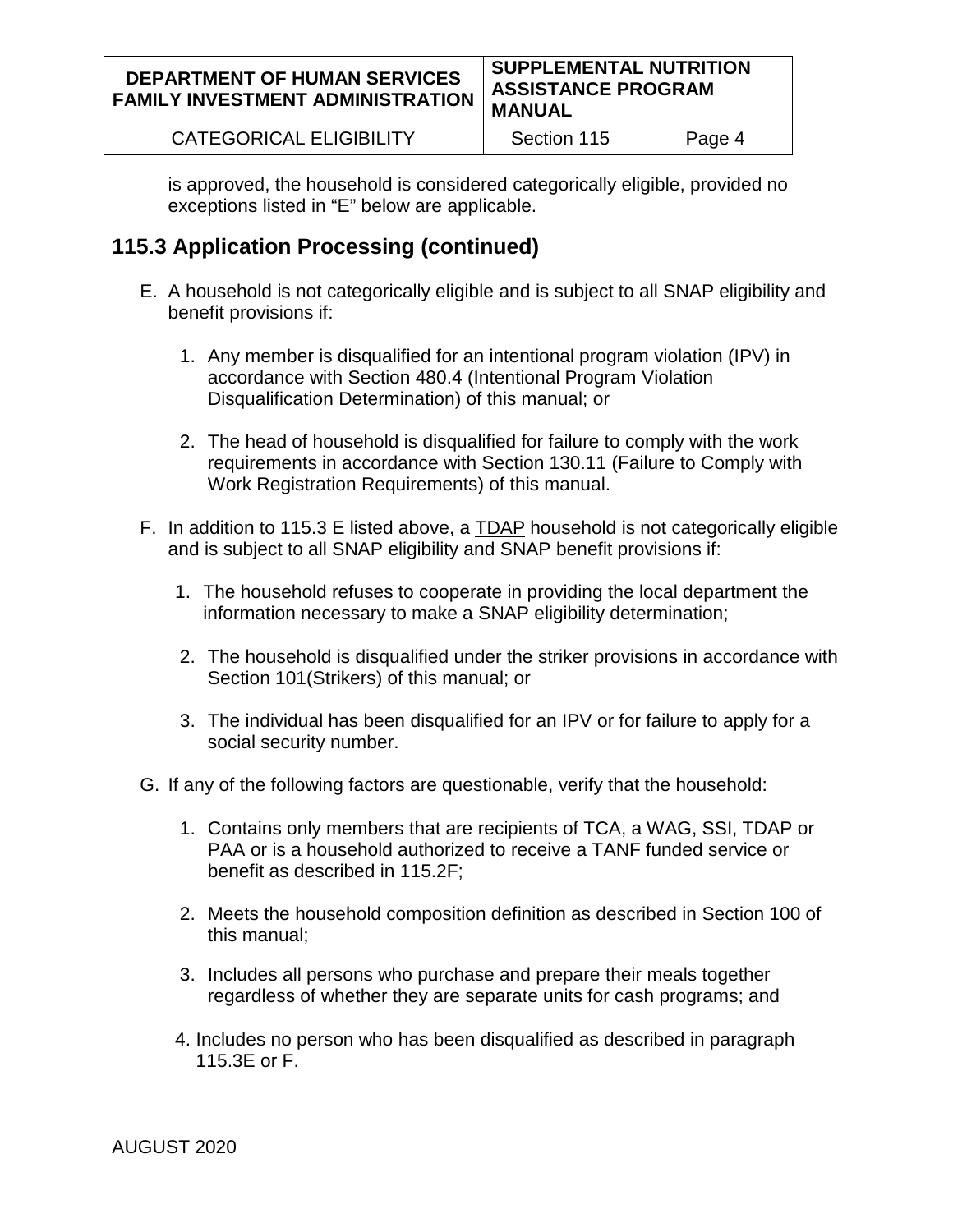is approved, the household is considered categorically eligible, provided no exceptions listed in "E" below are applicable.

## 115.3 Application Processing (continued)

E. A household is not categorically eligible and is subject to all SNAP eligibility and benefit provisions if:

   1. Any member is disqualified for an intentional program violation (IPV) in accordance with Section 480.4 (Intentional Program Violation Disqualification Determination) of this manual; or

   2. The head of household is disqualified for failure to comply with the work requirements in accordance with Section 130.11 (Failure to Comply with Work Registration Requirements) of this manual.

F. In addition to 115.3 E listed above, a <u>TDAP</u> household is not categorically eligible and is subject to all SNAP eligibility and SNAP benefit provisions if:

   1. The household refuses to cooperate in providing the local department the information necessary to make a SNAP eligibility determination;

   2. The household is disqualified under the striker provisions in accordance with Section 101(Strikers) of this manual; or

   3. The individual has been disqualified for an IPV or for failure to apply for a social security number.

G. If any of the following factors are questionable, verify that the household:

   1. Contains only members that are recipients of TCA, a WAG, SSI, TDAP or PAA or is a household authorized to receive a TANF funded service or benefit as described in 115.2F;

   2. Meets the household composition definition as described in Section 100 of this manual;

   3. Includes all persons who purchase and prepare their meals together regardless of whether they are separate units for cash programs; and

   4. Includes no person who has been disqualified as described in paragraph 115.3E or F.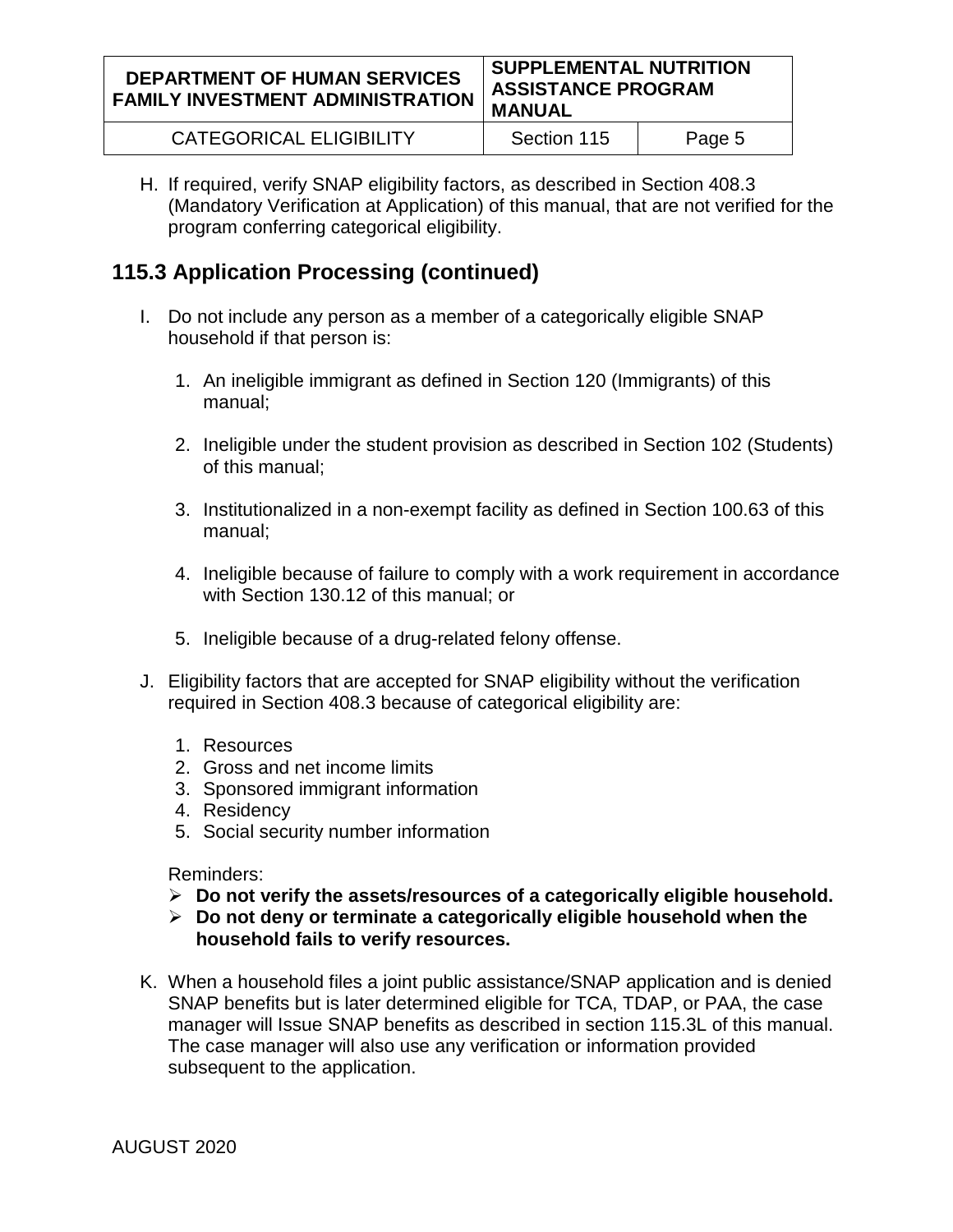H. If required, verify SNAP eligibility factors, as described in Section 408.3 (Mandatory Verification at Application) of this manual, that are not verified for the program conferring categorical eligibility.

## 115.3 Application Processing (continued)

I. Do not include any person as a member of a categorically eligible SNAP household if that person is:

   1. An ineligible immigrant as defined in Section 120 (Immigrants) of this manual;

   2. Ineligible under the student provision as described in Section 102 (Students) of this manual;

   3. Institutionalized in a non-exempt facility as defined in Section 100.63 of this manual;

   4. Ineligible because of failure to comply with a work requirement in accordance with Section 130.12 of this manual; or

   5. Ineligible because of a drug-related felony offense.

J. Eligibility factors that are accepted for SNAP eligibility without the verification required in Section 408.3 because of categorical eligibility are:

   1. Resources
   2. Gross and net income limits
   3. Sponsored immigrant information
   4. Residency
   5. Social security number information

   Reminders:

   - **Do not verify the assets/resources of a categorically eligible household.**
   - **Do not deny or terminate a categorically eligible household when the household fails to verify resources.**

K. When a household files a joint public assistance/SNAP application and is denied SNAP benefits but is later determined eligible for TCA, TDAP, or PAA, the case manager will Issue SNAP benefits as described in section 115.3L of this manual. The case manager will also use any verification or information provided subsequent to the application.

AUGUST 2020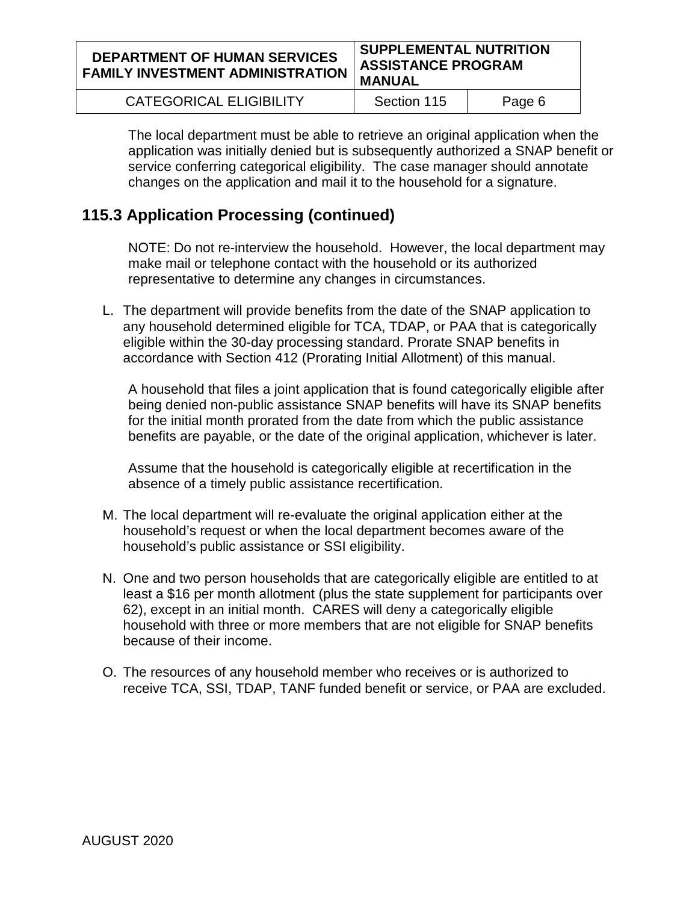The local department must be able to retrieve an original application when the application was initially denied but is subsequently authorized a SNAP benefit or service conferring categorical eligibility. The case manager should annotate changes on the application and mail it to the household for a signature.

## 115.3 Application Processing (continued)

NOTE: Do not re-interview the household. However, the local department may make mail or telephone contact with the household or its authorized representative to determine any changes in circumstances.

L. The department will provide benefits from the date of the SNAP application to any household determined eligible for TCA, TDAP, or PAA that is categorically eligible within the 30-day processing standard. Prorate SNAP benefits in accordance with Section 412 (Prorating Initial Allotment) of this manual.

   A household that files a joint application that is found categorically eligible after being denied non-public assistance SNAP benefits will have its SNAP benefits for the initial month prorated from the date from which the public assistance benefits are payable, or the date of the original application, whichever is later.

   Assume that the household is categorically eligible at recertification in the absence of a timely public assistance recertification.

M. The local department will re-evaluate the original application either at the household's request or when the local department becomes aware of the household's public assistance or SSI eligibility.

N. One and two person households that are categorically eligible are entitled to at least a $16 per month allotment (plus the state supplement for participants over 62), except in an initial month. CARES will deny a categorically eligible household with three or more members that are not eligible for SNAP benefits because of their income.

O. The resources of any household member who receives or is authorized to receive TCA, SSI, TDAP, TANF funded benefit or service, or PAA are excluded.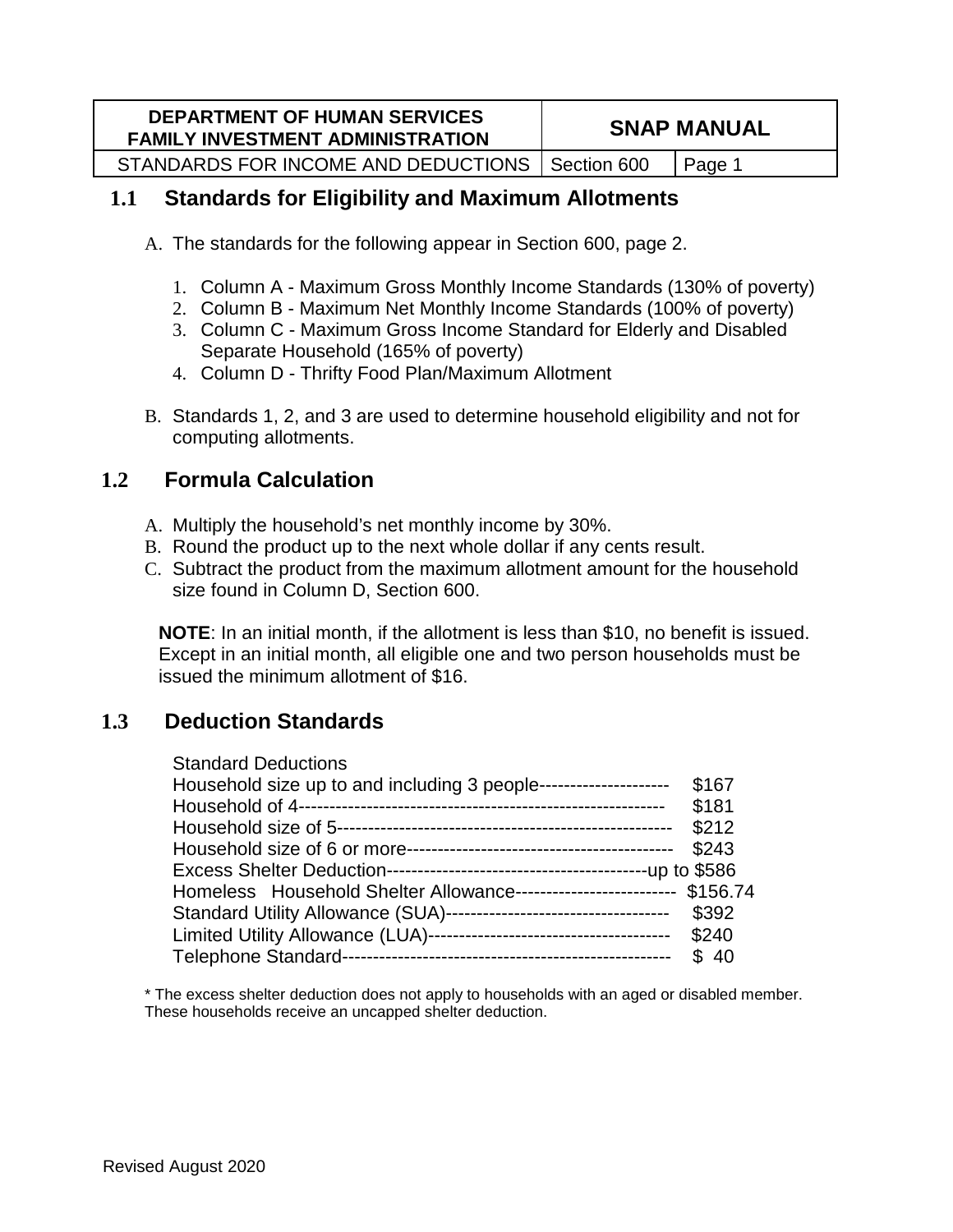| DEPARTMENT OF HUMAN SERVICES<br>FAMILY INVESTMENT ADMINISTRATION | SNAP MANUAL | |
|---|---|---|
| STANDARDS FOR INCOME AND DEDUCTIONS | Section 600 | Page 1 |

## 1.1 Standards for Eligibility and Maximum Allotments

A. The standards for the following appear in Section 600, page 2.

1. Column A - Maximum Gross Monthly Income Standards (130% of poverty)
2. Column B - Maximum Net Monthly Income Standards (100% of poverty)
3. Column C - Maximum Gross Income Standard for Elderly and Disabled Separate Household (165% of poverty)
4. Column D - Thrifty Food Plan/Maximum Allotment

B. Standards 1, 2, and 3 are used to determine household eligibility and not for computing allotments.

## 1.2 Formula Calculation

A. Multiply the household's net monthly income by 30%.
B. Round the product up to the next whole dollar if any cents result.
C. Subtract the product from the maximum allotment amount for the household size found in Column D, Section 600.

**NOTE**: In an initial month, if the allotment is less than $10, no benefit is issued. Except in an initial month, all eligible one and two person households must be issued the minimum allotment of $16.

## 1.3 Deduction Standards

Standard Deductions

| | |
|---|---|
| Household size up to and including 3 people | $167 |
| Household of 4 | $181 |
| Household size of 5 | $212 |
| Household size of 6 or more | $243 |
| Excess Shelter Deduction | up to $586 |
| Homeless Household Shelter Allowance | $156.74 |
| Standard Utility Allowance (SUA) | $392 |
| Limited Utility Allowance (LUA) | $240 |
| Telephone Standard | $ 40 |

* The excess shelter deduction does not apply to households with an aged or disabled member. These households receive an uncapped shelter deduction.

Revised August 2020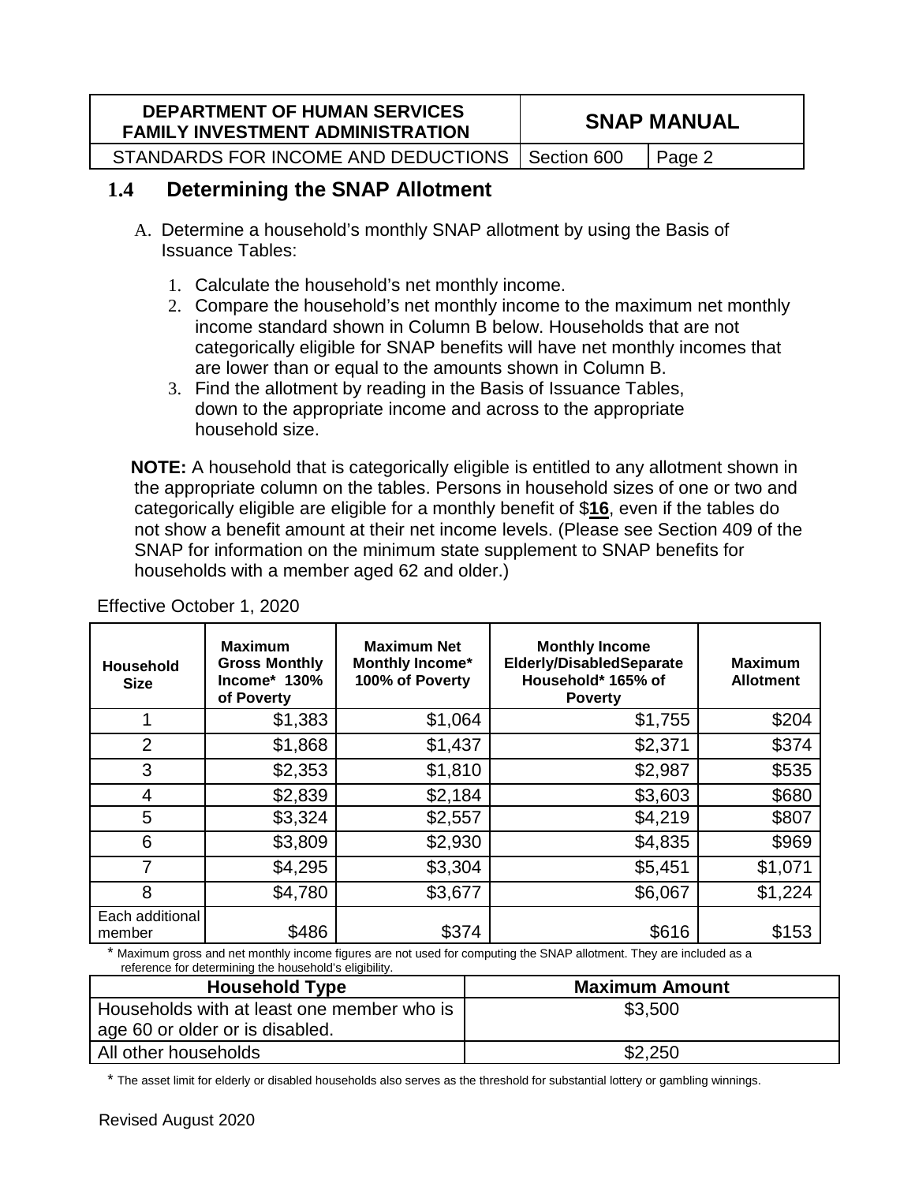## 1.4 Determining the SNAP Allotment

A. Determine a household's monthly SNAP allotment by using the Basis of Issuance Tables:

1. Calculate the household's net monthly income.
2. Compare the household's net monthly income to the maximum net monthly income standard shown in Column B below. Households that are not categorically eligible for SNAP benefits will have net monthly incomes that are lower than or equal to the amounts shown in Column B.
3. Find the allotment by reading in the Basis of Issuance Tables, down to the appropriate income and across to the appropriate household size.

**NOTE:** A household that is categorically eligible is entitled to any allotment shown in the appropriate column on the tables. Persons in household sizes of one or two and categorically eligible are eligible for a monthly benefit of $**16**, even if the tables do not show a benefit amount at their net income levels. (Please see Section 409 of the SNAP for information on the minimum state supplement to SNAP benefits for households with a member aged 62 and older.)

Effective October 1, 2020

| Household Size | Maximum Gross Monthly Income* 130% of Poverty | Maximum Net Monthly Income* 100% of Poverty | Monthly Income Elderly/DisabledSeparate Household* 165% of Poverty | Maximum Allotment |
|---|---|---|---|---|
| 1 | $1,383 | $1,064 | $1,755 | $204 |
| 2 | $1,868 | $1,437 | $2,371 | $374 |
| 3 | $2,353 | $1,810 | $2,987 | $535 |
| 4 | $2,839 | $2,184 | $3,603 | $680 |
| 5 | $3,324 | $2,557 | $4,219 | $807 |
| 6 | $3,809 | $2,930 | $4,835 | $969 |
| 7 | $4,295 | $3,304 | $5,451 | $1,071 |
| 8 | $4,780 | $3,677 | $6,067 | $1,224 |
| Each additional member | $486 | $374 | $616 | $153 |

* Maximum gross and net monthly income figures are not used for computing the SNAP allotment. They are included as a reference for determining the household's eligibility.

| Household Type | Maximum Amount |
|---|---|
| Households with at least one member who is age 60 or older or is disabled. | $3,500 |
| All other households | $2,250 |

* The asset limit for elderly or disabled households also serves as the threshold for substantial lottery or gambling winnings.

Revised August 2020